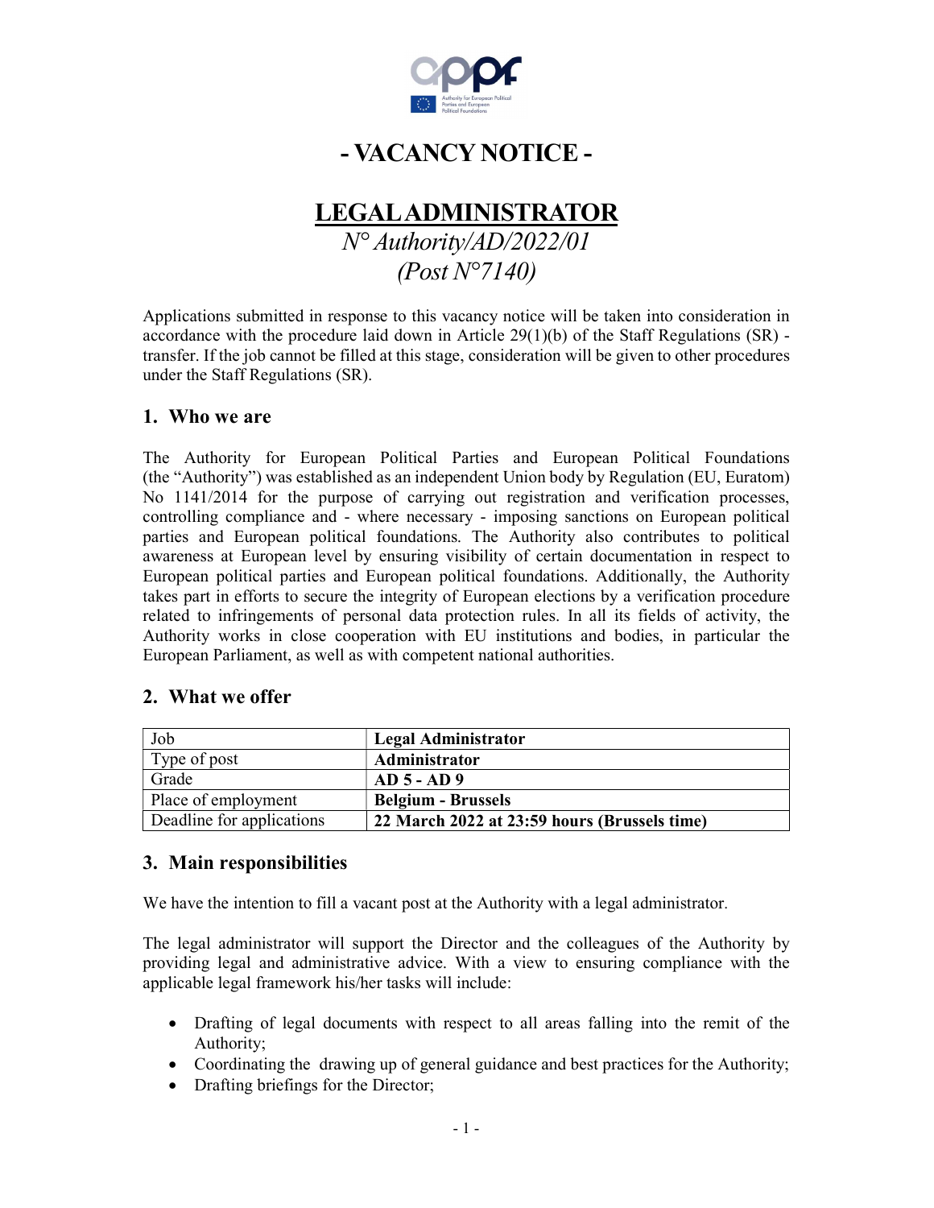# - VACANCY NOTICE -

## LEGAL ADMINISTRATOR

*N° Authority/AD/2022/01*
*(Post N°7140)*

Applications submitted in response to this vacancy notice will be taken into consideration in accordance with the procedure laid down in Article 29(1)(b) of the Staff Regulations (SR) - transfer. If the job cannot be filled at this stage, consideration will be given to other procedures under the Staff Regulations (SR).

### 1. Who we are

The Authority for European Political Parties and European Political Foundations (the "Authority") was established as an independent Union body by Regulation (EU, Euratom) No 1141/2014 for the purpose of carrying out registration and verification processes, controlling compliance and - where necessary - imposing sanctions on European political parties and European political foundations. The Authority also contributes to political awareness at European level by ensuring visibility of certain documentation in respect to European political parties and European political foundations. Additionally, the Authority takes part in efforts to secure the integrity of European elections by a verification procedure related to infringements of personal data protection rules. In all its fields of activity, the Authority works in close cooperation with EU institutions and bodies, in particular the European Parliament, as well as with competent national authorities.

### 2. What we offer

| Job | **Legal Administrator** |
|---|---|
| Type of post | **Administrator** |
| Grade | **AD 5 - AD 9** |
| Place of employment | **Belgium - Brussels** |
| Deadline for applications | **22 March 2022 at 23:59 hours (Brussels time)** |

### 3. Main responsibilities

We have the intention to fill a vacant post at the Authority with a legal administrator.

The legal administrator will support the Director and the colleagues of the Authority by providing legal and administrative advice. With a view to ensuring compliance with the applicable legal framework his/her tasks will include:

- Drafting of legal documents with respect to all areas falling into the remit of the Authority;
- Coordinating the drawing up of general guidance and best practices for the Authority;
- Drafting briefings for the Director;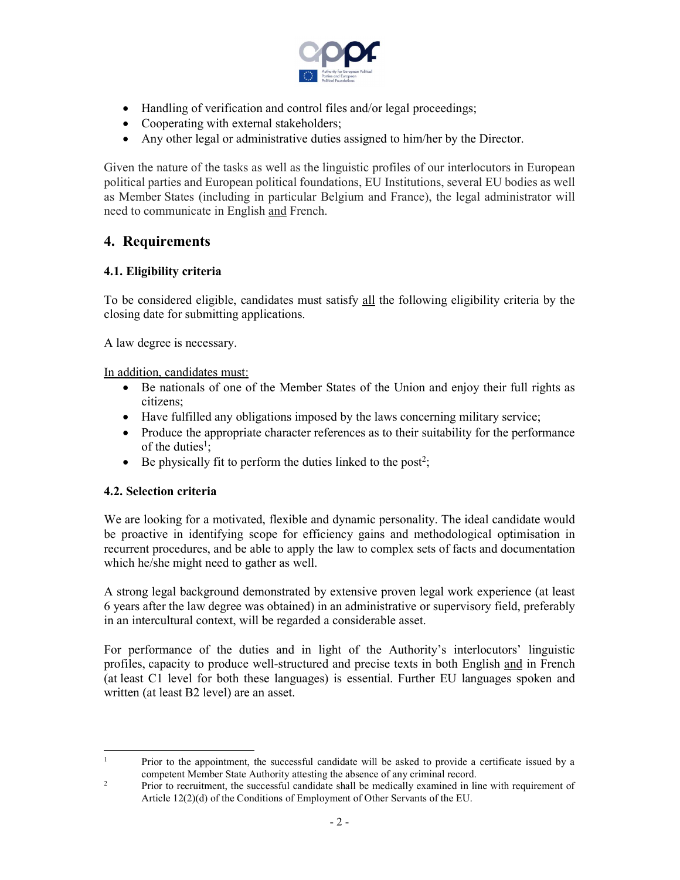- Handling of verification and control files and/or legal proceedings;
- Cooperating with external stakeholders;
- Any other legal or administrative duties assigned to him/her by the Director.

Given the nature of the tasks as well as the linguistic profiles of our interlocutors in European political parties and European political foundations, EU Institutions, several EU bodies as well as Member States (including in particular Belgium and France), the legal administrator will need to communicate in English and French.

## 4. Requirements

### 4.1. Eligibility criteria

To be considered eligible, candidates must satisfy all the following eligibility criteria by the closing date for submitting applications.

A law degree is necessary.

In addition, candidates must:

- Be nationals of one of the Member States of the Union and enjoy their full rights as citizens;
- Have fulfilled any obligations imposed by the laws concerning military service;
- Produce the appropriate character references as to their suitability for the performance of the duties[1];
- Be physically fit to perform the duties linked to the post[2];

### 4.2. Selection criteria

We are looking for a motivated, flexible and dynamic personality. The ideal candidate would be proactive in identifying scope for efficiency gains and methodological optimisation in recurrent procedures, and be able to apply the law to complex sets of facts and documentation which he/she might need to gather as well.

A strong legal background demonstrated by extensive proven legal work experience (at least 6 years after the law degree was obtained) in an administrative or supervisory field, preferably in an intercultural context, will be regarded a considerable asset.

For performance of the duties and in light of the Authority's interlocutors' linguistic profiles, capacity to produce well-structured and precise texts in both English and in French (at least C1 level for both these languages) is essential. Further EU languages spoken and written (at least B2 level) are an asset.

---

[1] Prior to the appointment, the successful candidate will be asked to provide a certificate issued by a competent Member State Authority attesting the absence of any criminal record.

[2] Prior to recruitment, the successful candidate shall be medically examined in line with requirement of Article 12(2)(d) of the Conditions of Employment of Other Servants of the EU.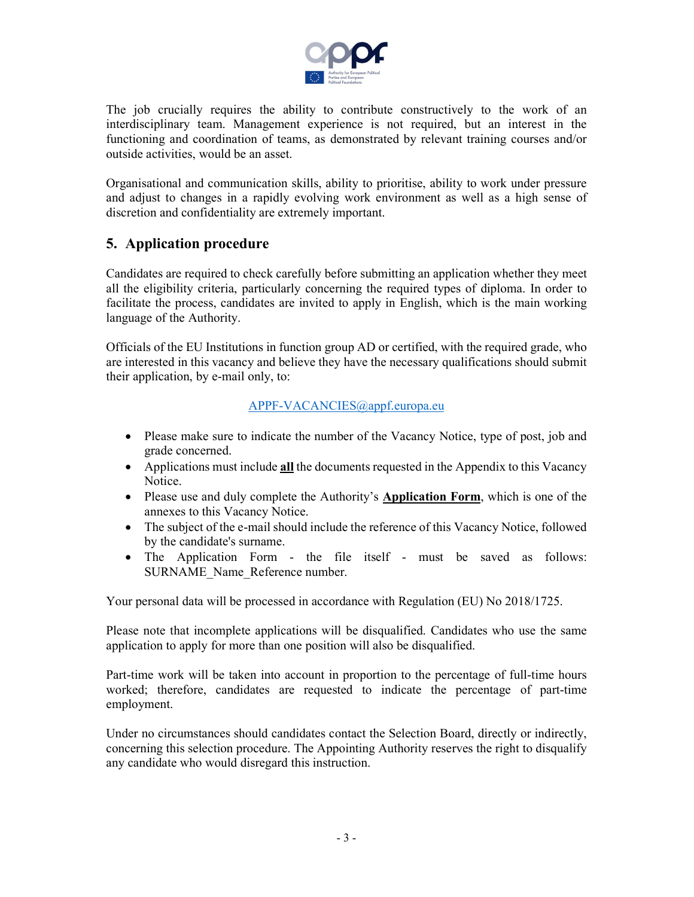The job crucially requires the ability to contribute constructively to the work of an interdisciplinary team. Management experience is not required, but an interest in the functioning and coordination of teams, as demonstrated by relevant training courses and/or outside activities, would be an asset.

Organisational and communication skills, ability to prioritise, ability to work under pressure and adjust to changes in a rapidly evolving work environment as well as a high sense of discretion and confidentiality are extremely important.

## 5. Application procedure

Candidates are required to check carefully before submitting an application whether they meet all the eligibility criteria, particularly concerning the required types of diploma. In order to facilitate the process, candidates are invited to apply in English, which is the main working language of the Authority.

Officials of the EU Institutions in function group AD or certified, with the required grade, who are interested in this vacancy and believe they have the necessary qualifications should submit their application, by e-mail only, to:

APPF-VACANCIES@appf.europa.eu

- Please make sure to indicate the number of the Vacancy Notice, type of post, job and grade concerned.
- Applications must include **all** the documents requested in the Appendix to this Vacancy Notice.
- Please use and duly complete the Authority's **Application Form**, which is one of the annexes to this Vacancy Notice.
- The subject of the e-mail should include the reference of this Vacancy Notice, followed by the candidate's surname.
- The Application Form - the file itself - must be saved as follows: SURNAME_Name_Reference number.

Your personal data will be processed in accordance with Regulation (EU) No 2018/1725.

Please note that incomplete applications will be disqualified. Candidates who use the same application to apply for more than one position will also be disqualified.

Part-time work will be taken into account in proportion to the percentage of full-time hours worked; therefore, candidates are requested to indicate the percentage of part-time employment.

Under no circumstances should candidates contact the Selection Board, directly or indirectly, concerning this selection procedure. The Appointing Authority reserves the right to disqualify any candidate who would disregard this instruction.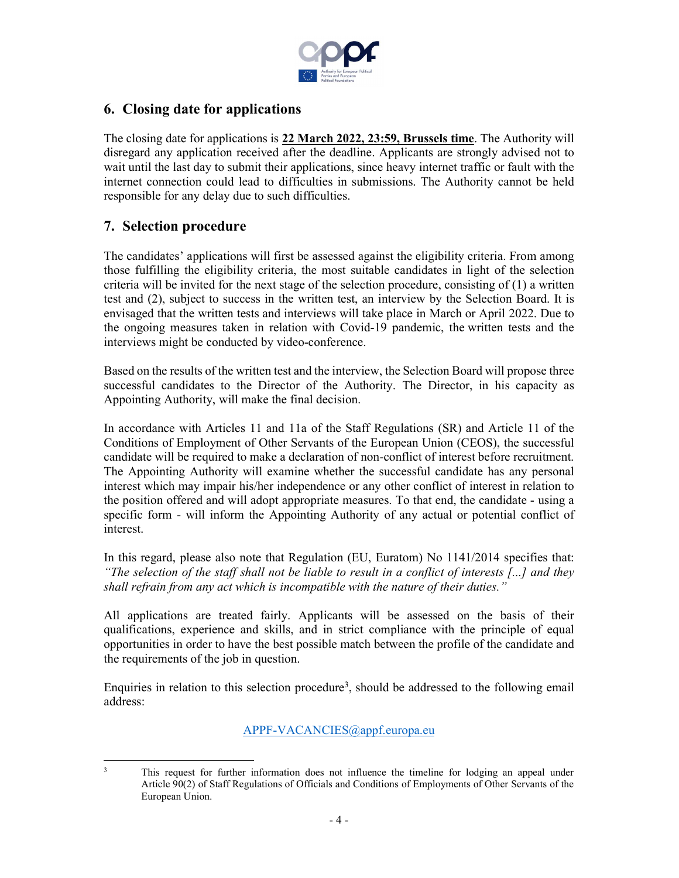## 6. Closing date for applications

The closing date for applications is **22 March 2022, 23:59, Brussels time**. The Authority will disregard any application received after the deadline. Applicants are strongly advised not to wait until the last day to submit their applications, since heavy internet traffic or fault with the internet connection could lead to difficulties in submissions. The Authority cannot be held responsible for any delay due to such difficulties.

## 7. Selection procedure

The candidates' applications will first be assessed against the eligibility criteria. From among those fulfilling the eligibility criteria, the most suitable candidates in light of the selection criteria will be invited for the next stage of the selection procedure, consisting of (1) a written test and (2), subject to success in the written test, an interview by the Selection Board. It is envisaged that the written tests and interviews will take place in March or April 2022. Due to the ongoing measures taken in relation with Covid-19 pandemic, the written tests and the interviews might be conducted by video-conference.

Based on the results of the written test and the interview, the Selection Board will propose three successful candidates to the Director of the Authority. The Director, in his capacity as Appointing Authority, will make the final decision.

In accordance with Articles 11 and 11a of the Staff Regulations (SR) and Article 11 of the Conditions of Employment of Other Servants of the European Union (CEOS), the successful candidate will be required to make a declaration of non-conflict of interest before recruitment. The Appointing Authority will examine whether the successful candidate has any personal interest which may impair his/her independence or any other conflict of interest in relation to the position offered and will adopt appropriate measures. To that end, the candidate - using a specific form - will inform the Appointing Authority of any actual or potential conflict of interest.

In this regard, please also note that Regulation (EU, Euratom) No 1141/2014 specifies that: *"The selection of the staff shall not be liable to result in a conflict of interests [...] and they shall refrain from any act which is incompatible with the nature of their duties."*

All applications are treated fairly. Applicants will be assessed on the basis of their qualifications, experience and skills, and in strict compliance with the principle of equal opportunities in order to have the best possible match between the profile of the candidate and the requirements of the job in question.

Enquiries in relation to this selection procedure[3], should be addressed to the following email address:

APPF-VACANCIES@appf.europa.eu

---

[3] This request for further information does not influence the timeline for lodging an appeal under Article 90(2) of Staff Regulations of Officials and Conditions of Employments of Other Servants of the European Union.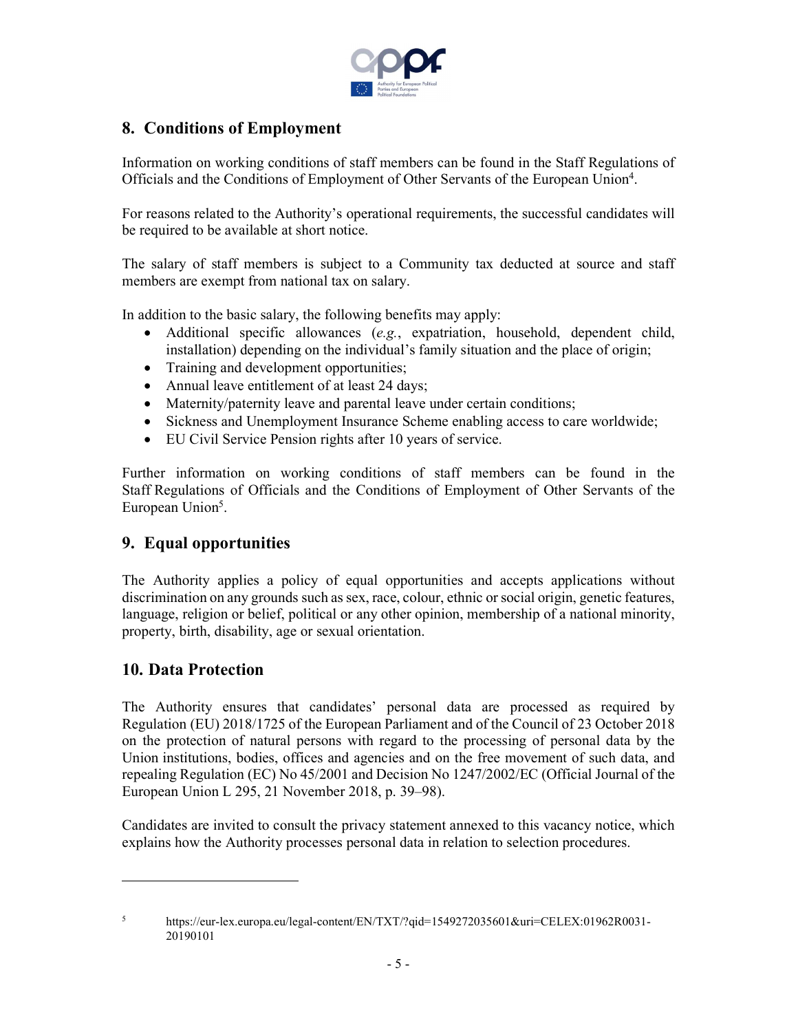## 8. Conditions of Employment

Information on working conditions of staff members can be found in the Staff Regulations of Officials and the Conditions of Employment of Other Servants of the European Union[4].

For reasons related to the Authority's operational requirements, the successful candidates will be required to be available at short notice.

The salary of staff members is subject to a Community tax deducted at source and staff members are exempt from national tax on salary.

In addition to the basic salary, the following benefits may apply:

- Additional specific allowances (*e.g.*, expatriation, household, dependent child, installation) depending on the individual's family situation and the place of origin;
- Training and development opportunities;
- Annual leave entitlement of at least 24 days;
- Maternity/paternity leave and parental leave under certain conditions;
- Sickness and Unemployment Insurance Scheme enabling access to care worldwide;
- EU Civil Service Pension rights after 10 years of service.

Further information on working conditions of staff members can be found in the Staff Regulations of Officials and the Conditions of Employment of Other Servants of the European Union[5].

## 9. Equal opportunities

The Authority applies a policy of equal opportunities and accepts applications without discrimination on any grounds such as sex, race, colour, ethnic or social origin, genetic features, language, religion or belief, political or any other opinion, membership of a national minority, property, birth, disability, age or sexual orientation.

## 10. Data Protection

The Authority ensures that candidates' personal data are processed as required by Regulation (EU) 2018/1725 of the European Parliament and of the Council of 23 October 2018 on the protection of natural persons with regard to the processing of personal data by the Union institutions, bodies, offices and agencies and on the free movement of such data, and repealing Regulation (EC) No 45/2001 and Decision No 1247/2002/EC (Official Journal of the European Union L 295, 21 November 2018, p. 39–98).

Candidates are invited to consult the privacy statement annexed to this vacancy notice, which explains how the Authority processes personal data in relation to selection procedures.

---

[5] https://eur-lex.europa.eu/legal-content/EN/TXT/?qid=1549272035601&uri=CELEX:01962R0031-20190101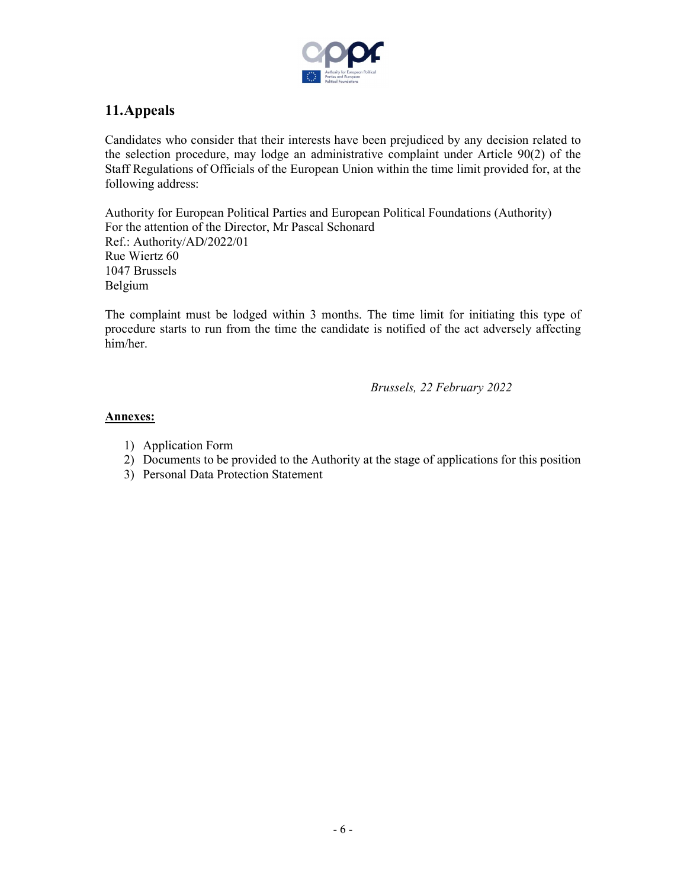## 11. Appeals

Candidates who consider that their interests have been prejudiced by any decision related to the selection procedure, may lodge an administrative complaint under Article 90(2) of the Staff Regulations of Officials of the European Union within the time limit provided for, at the following address:

Authority for European Political Parties and European Political Foundations (Authority)
For the attention of the Director, Mr Pascal Schonard
Ref.: Authority/AD/2022/01
Rue Wiertz 60
1047 Brussels
Belgium

The complaint must be lodged within 3 months. The time limit for initiating this type of procedure starts to run from the time the candidate is notified of the act adversely affecting him/her.

*Brussels, 22 February 2022*

**Annexes:**

1) Application Form
2) Documents to be provided to the Authority at the stage of applications for this position
3) Personal Data Protection Statement